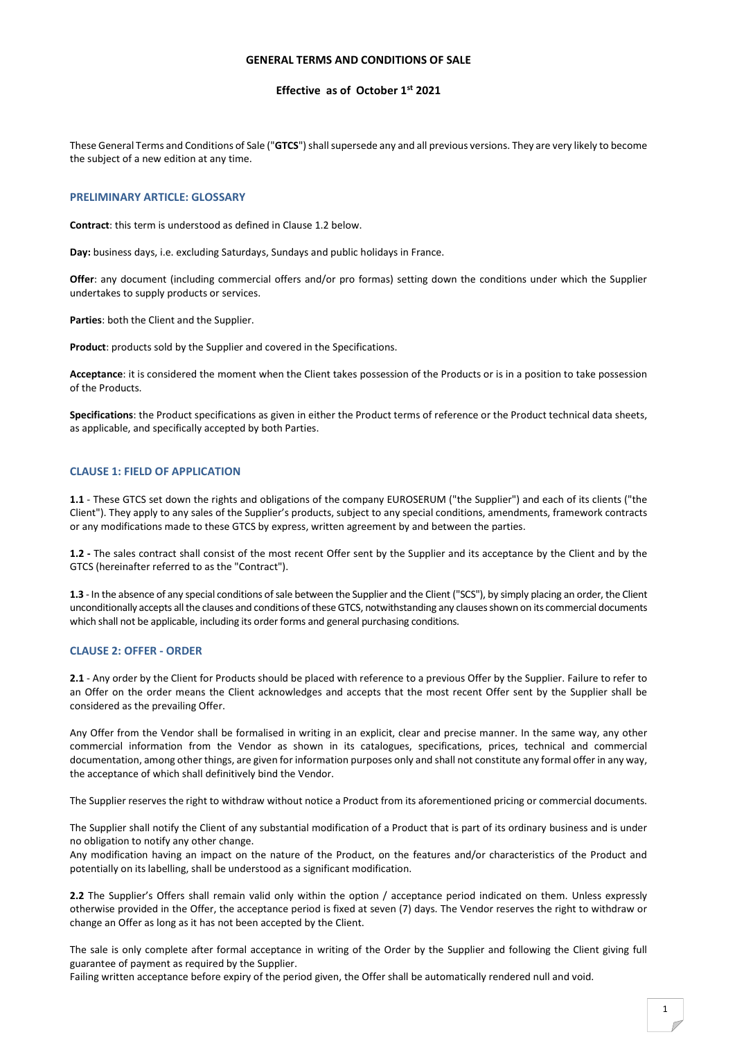# GENERAL TERMS AND CONDITIONS OF SALE

**Effective as of October 1st 2021**

These General Terms and Conditions of Sale ("**GTCS**") shall supersede any and all previous versions. They are very likely to become the subject of a new edition at any time.

## PRELIMINARY ARTICLE: GLOSSARY

**Contract**: this term is understood as defined in Clause 1.2 below.

**Day:** business days, i.e. excluding Saturdays, Sundays and public holidays in France.

**Offer**: any document (including commercial offers and/or pro formas) setting down the conditions under which the Supplier undertakes to supply products or services.

**Parties**: both the Client and the Supplier.

**Product**: products sold by the Supplier and covered in the Specifications.

**Acceptance**: it is considered the moment when the Client takes possession of the Products or is in a position to take possession of the Products.

**Specifications**: the Product specifications as given in either the Product terms of reference or the Product technical data sheets, as applicable, and specifically accepted by both Parties.

## CLAUSE 1: FIELD OF APPLICATION

**1.1** - These GTCS set down the rights and obligations of the company EUROSERUM ("the Supplier") and each of its clients ("the Client"). They apply to any sales of the Supplier's products, subject to any special conditions, amendments, framework contracts or any modifications made to these GTCS by express, written agreement by and between the parties.

**1.2 -** The sales contract shall consist of the most recent Offer sent by the Supplier and its acceptance by the Client and by the GTCS (hereinafter referred to as the "Contract").

**1.3** - In the absence of any special conditions of sale between the Supplier and the Client ("SCS"), by simply placing an order, the Client unconditionally accepts all the clauses and conditions of these GTCS, notwithstanding any clauses shown on its commercial documents which shall not be applicable, including its order forms and general purchasing conditions.

## CLAUSE 2: OFFER - ORDER

**2.1** - Any order by the Client for Products should be placed with reference to a previous Offer by the Supplier. Failure to refer to an Offer on the order means the Client acknowledges and accepts that the most recent Offer sent by the Supplier shall be considered as the prevailing Offer.

Any Offer from the Vendor shall be formalised in writing in an explicit, clear and precise manner. In the same way, any other commercial information from the Vendor as shown in its catalogues, specifications, prices, technical and commercial documentation, among other things, are given for information purposes only and shall not constitute any formal offer in any way, the acceptance of which shall definitively bind the Vendor.

The Supplier reserves the right to withdraw without notice a Product from its aforementioned pricing or commercial documents.

The Supplier shall notify the Client of any substantial modification of a Product that is part of its ordinary business and is under no obligation to notify any other change.
Any modification having an impact on the nature of the Product, on the features and/or characteristics of the Product and potentially on its labelling, shall be understood as a significant modification.

**2.2** The Supplier's Offers shall remain valid only within the option / acceptance period indicated on them. Unless expressly otherwise provided in the Offer, the acceptance period is fixed at seven (7) days. The Vendor reserves the right to withdraw or change an Offer as long as it has not been accepted by the Client.

The sale is only complete after formal acceptance in writing of the Order by the Supplier and following the Client giving full guarantee of payment as required by the Supplier.
Failing written acceptance before expiry of the period given, the Offer shall be automatically rendered null and void.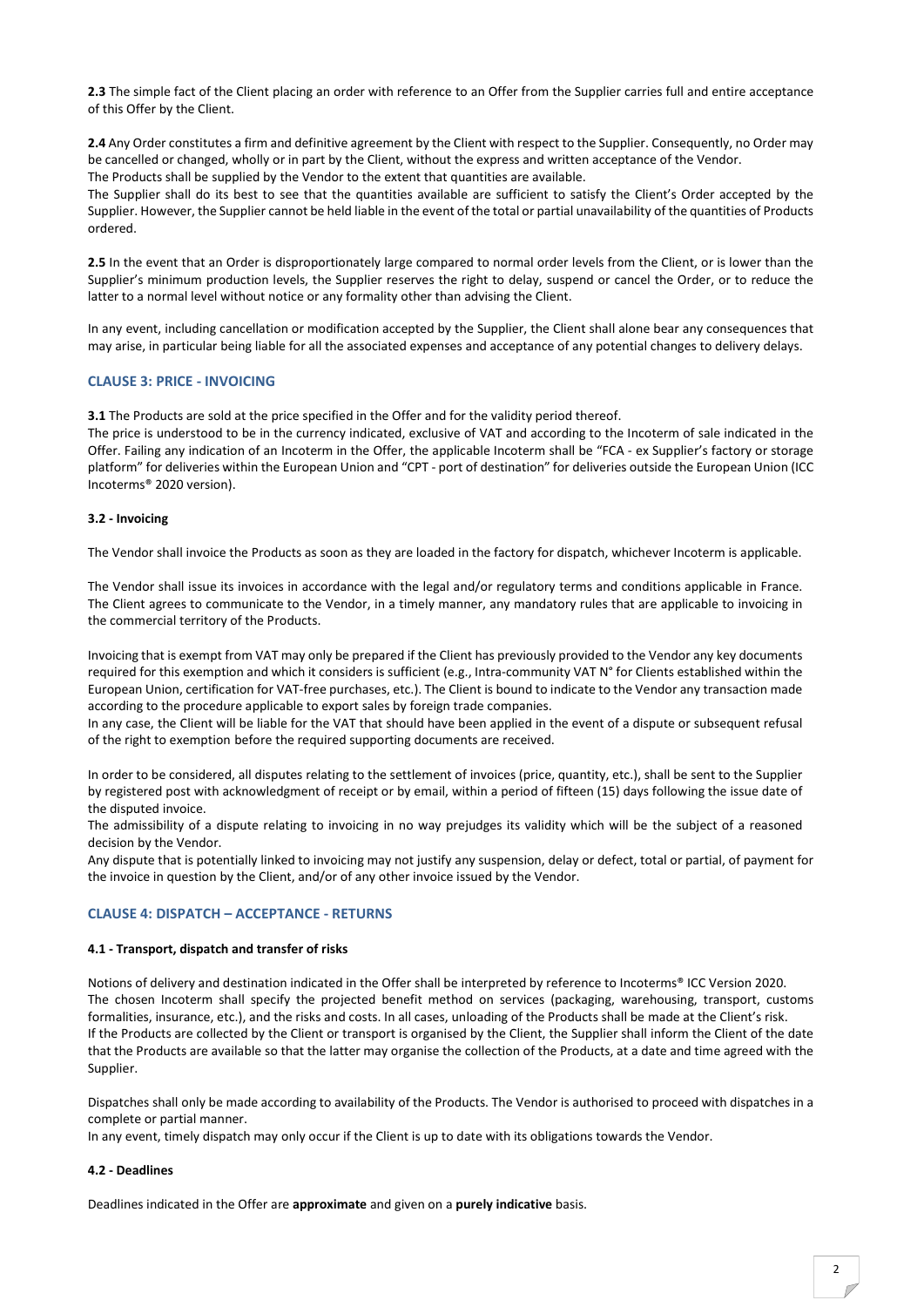**2.3** The simple fact of the Client placing an order with reference to an Offer from the Supplier carries full and entire acceptance of this Offer by the Client.

**2.4** Any Order constitutes a firm and definitive agreement by the Client with respect to the Supplier. Consequently, no Order may be cancelled or changed, wholly or in part by the Client, without the express and written acceptance of the Vendor.
The Products shall be supplied by the Vendor to the extent that quantities are available.
The Supplier shall do its best to see that the quantities available are sufficient to satisfy the Client's Order accepted by the Supplier. However, the Supplier cannot be held liable in the event of the total or partial unavailability of the quantities of Products ordered.

**2.5** In the event that an Order is disproportionately large compared to normal order levels from the Client, or is lower than the Supplier's minimum production levels, the Supplier reserves the right to delay, suspend or cancel the Order, or to reduce the latter to a normal level without notice or any formality other than advising the Client.

In any event, including cancellation or modification accepted by the Supplier, the Client shall alone bear any consequences that may arise, in particular being liable for all the associated expenses and acceptance of any potential changes to delivery delays.

## CLAUSE 3: PRICE - INVOICING

**3.1** The Products are sold at the price specified in the Offer and for the validity period thereof.
The price is understood to be in the currency indicated, exclusive of VAT and according to the Incoterm of sale indicated in the Offer. Failing any indication of an Incoterm in the Offer, the applicable Incoterm shall be "FCA - ex Supplier's factory or storage platform" for deliveries within the European Union and "CPT - port of destination" for deliveries outside the European Union (ICC Incoterms® 2020 version).

### 3.2 - Invoicing

The Vendor shall invoice the Products as soon as they are loaded in the factory for dispatch, whichever Incoterm is applicable.

The Vendor shall issue its invoices in accordance with the legal and/or regulatory terms and conditions applicable in France. The Client agrees to communicate to the Vendor, in a timely manner, any mandatory rules that are applicable to invoicing in the commercial territory of the Products.

Invoicing that is exempt from VAT may only be prepared if the Client has previously provided to the Vendor any key documents required for this exemption and which it considers is sufficient (e.g., Intra-community VAT N° for Clients established within the European Union, certification for VAT-free purchases, etc.). The Client is bound to indicate to the Vendor any transaction made according to the procedure applicable to export sales by foreign trade companies.
In any case, the Client will be liable for the VAT that should have been applied in the event of a dispute or subsequent refusal of the right to exemption before the required supporting documents are received.

In order to be considered, all disputes relating to the settlement of invoices (price, quantity, etc.), shall be sent to the Supplier by registered post with acknowledgment of receipt or by email, within a period of fifteen (15) days following the issue date of the disputed invoice.
The admissibility of a dispute relating to invoicing in no way prejudges its validity which will be the subject of a reasoned decision by the Vendor.
Any dispute that is potentially linked to invoicing may not justify any suspension, delay or defect, total or partial, of payment for the invoice in question by the Client, and/or of any other invoice issued by the Vendor.

## CLAUSE 4: DISPATCH – ACCEPTANCE - RETURNS

### 4.1 - Transport, dispatch and transfer of risks

Notions of delivery and destination indicated in the Offer shall be interpreted by reference to Incoterms® ICC Version 2020.
The chosen Incoterm shall specify the projected benefit method on services (packaging, warehousing, transport, customs formalities, insurance, etc.), and the risks and costs. In all cases, unloading of the Products shall be made at the Client's risk.
If the Products are collected by the Client or transport is organised by the Client, the Supplier shall inform the Client of the date that the Products are available so that the latter may organise the collection of the Products, at a date and time agreed with the Supplier.

Dispatches shall only be made according to availability of the Products. The Vendor is authorised to proceed with dispatches in a complete or partial manner.
In any event, timely dispatch may only occur if the Client is up to date with its obligations towards the Vendor.

### 4.2 - Deadlines

Deadlines indicated in the Offer are **approximate** and given on a **purely indicative** basis.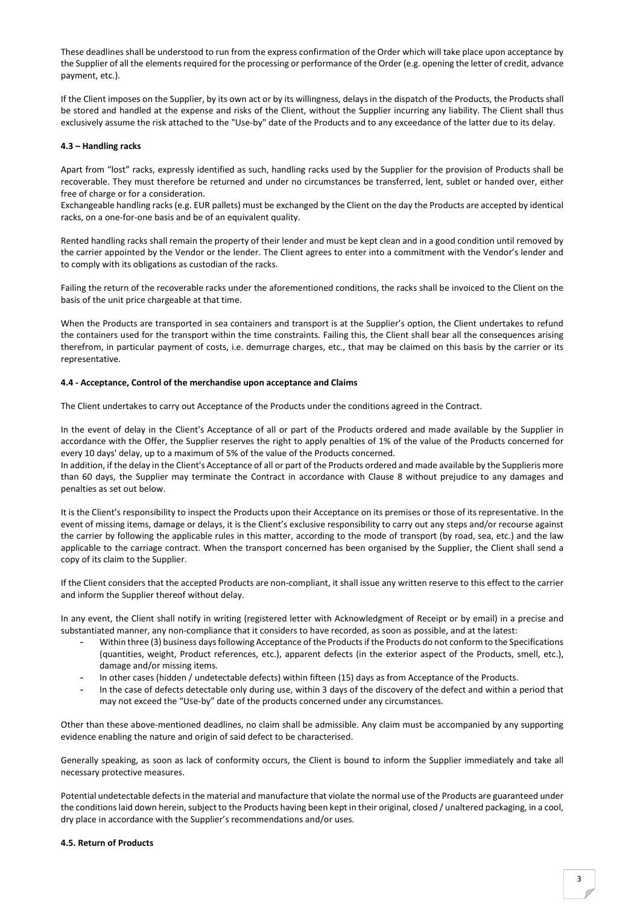These deadlines shall be understood to run from the express confirmation of the Order which will take place upon acceptance by the Supplier of all the elements required for the processing or performance of the Order (e.g. opening the letter of credit, advance payment, etc.).

If the Client imposes on the Supplier, by its own act or by its willingness, delays in the dispatch of the Products, the Products shall be stored and handled at the expense and risks of the Client, without the Supplier incurring any liability. The Client shall thus exclusively assume the risk attached to the "Use-by" date of the Products and to any exceedance of the latter due to its delay.

#### 4.3 – Handling racks

Apart from “lost” racks, expressly identified as such, handling racks used by the Supplier for the provision of Products shall be recoverable. They must therefore be returned and under no circumstances be transferred, lent, sublet or handed over, either free of charge or for a consideration.
Exchangeable handling racks (e.g. EUR pallets) must be exchanged by the Client on the day the Products are accepted by identical racks, on a one-for-one basis and be of an equivalent quality.

Rented handling racks shall remain the property of their lender and must be kept clean and in a good condition until removed by the carrier appointed by the Vendor or the lender. The Client agrees to enter into a commitment with the Vendor’s lender and to comply with its obligations as custodian of the racks.

Failing the return of the recoverable racks under the aforementioned conditions, the racks shall be invoiced to the Client on the basis of the unit price chargeable at that time.

When the Products are transported in sea containers and transport is at the Supplier’s option, the Client undertakes to refund the containers used for the transport within the time constraints. Failing this, the Client shall bear all the consequences arising therefrom, in particular payment of costs, i.e. demurrage charges, etc., that may be claimed on this basis by the carrier or its representative.

#### 4.4 - Acceptance, Control of the merchandise upon acceptance and Claims

The Client undertakes to carry out Acceptance of the Products under the conditions agreed in the Contract.

In the event of delay in the Client's Acceptance of all or part of the Products ordered and made available by the Supplier in accordance with the Offer, the Supplier reserves the right to apply penalties of 1% of the value of the Products concerned for every 10 days' delay, up to a maximum of 5% of the value of the Products concerned.
In addition, if the delay in the Client's Acceptance of all or part of the Products ordered and made available by the Supplieris more than 60 days, the Supplier may terminate the Contract in accordance with Clause 8 without prejudice to any damages and penalties as set out below.

It is the Client’s responsibility to inspect the Products upon their Acceptance on its premises or those of its representative. In the event of missing items, damage or delays, it is the Client’s exclusive responsibility to carry out any steps and/or recourse against the carrier by following the applicable rules in this matter, according to the mode of transport (by road, sea, etc.) and the law applicable to the carriage contract. When the transport concerned has been organised by the Supplier, the Client shall send a copy of its claim to the Supplier.

If the Client considers that the accepted Products are non-compliant, it shall issue any written reserve to this effect to the carrier and inform the Supplier thereof without delay.

In any event, the Client shall notify in writing (registered letter with Acknowledgment of Receipt or by email) in a precise and substantiated manner, any non-compliance that it considers to have recorded, as soon as possible, and at the latest:

- Within three (3) business days following Acceptance of the Products if the Products do not conform to the Specifications (quantities, weight, Product references, etc.), apparent defects (in the exterior aspect of the Products, smell, etc.), damage and/or missing items.
- In other cases (hidden / undetectable defects) within fifteen (15) days as from Acceptance of the Products.
- In the case of defects detectable only during use, within 3 days of the discovery of the defect and within a period that may not exceed the “Use-by” date of the products concerned under any circumstances.

Other than these above-mentioned deadlines, no claim shall be admissible. Any claim must be accompanied by any supporting evidence enabling the nature and origin of said defect to be characterised.

Generally speaking, as soon as lack of conformity occurs, the Client is bound to inform the Supplier immediately and take all necessary protective measures.

Potential undetectable defects in the material and manufacture that violate the normal use of the Products are guaranteed under the conditions laid down herein, subject to the Products having been kept in their original, closed / unaltered packaging, in a cool, dry place in accordance with the Supplier’s recommendations and/or uses.

#### 4.5. Return of Products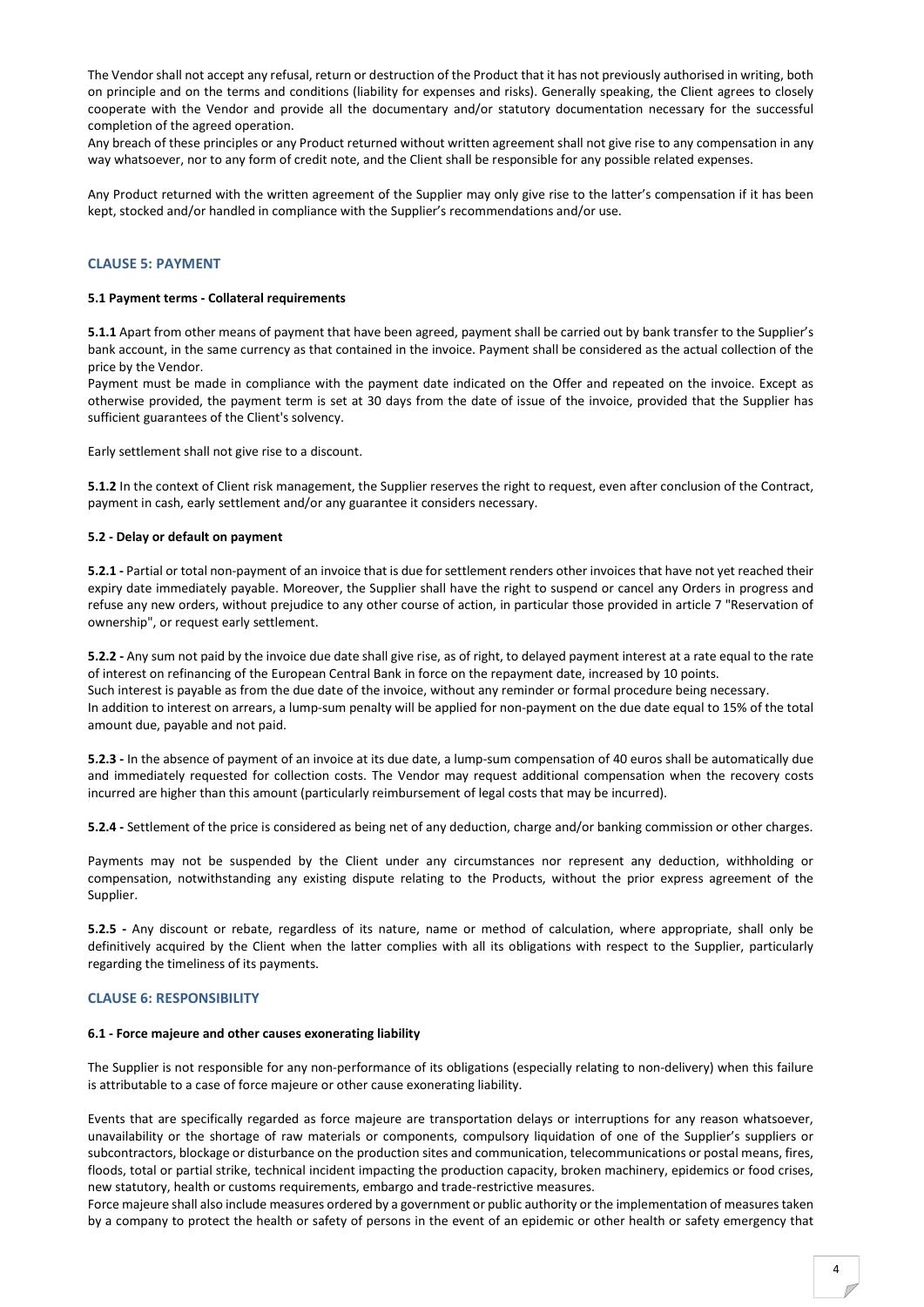The Vendor shall not accept any refusal, return or destruction of the Product that it has not previously authorised in writing, both on principle and on the terms and conditions (liability for expenses and risks). Generally speaking, the Client agrees to closely cooperate with the Vendor and provide all the documentary and/or statutory documentation necessary for the successful completion of the agreed operation.
Any breach of these principles or any Product returned without written agreement shall not give rise to any compensation in any way whatsoever, nor to any form of credit note, and the Client shall be responsible for any possible related expenses.

Any Product returned with the written agreement of the Supplier may only give rise to the latter's compensation if it has been kept, stocked and/or handled in compliance with the Supplier's recommendations and/or use.

## CLAUSE 5: PAYMENT

### 5.1 Payment terms - Collateral requirements

**5.1.1** Apart from other means of payment that have been agreed, payment shall be carried out by bank transfer to the Supplier's bank account, in the same currency as that contained in the invoice. Payment shall be considered as the actual collection of the price by the Vendor.
Payment must be made in compliance with the payment date indicated on the Offer and repeated on the invoice. Except as otherwise provided, the payment term is set at 30 days from the date of issue of the invoice, provided that the Supplier has sufficient guarantees of the Client's solvency.

Early settlement shall not give rise to a discount.

**5.1.2** In the context of Client risk management, the Supplier reserves the right to request, even after conclusion of the Contract, payment in cash, early settlement and/or any guarantee it considers necessary.

### 5.2 - Delay or default on payment

**5.2.1 -** Partial or total non-payment of an invoice that is due for settlement renders other invoices that have not yet reached their expiry date immediately payable. Moreover, the Supplier shall have the right to suspend or cancel any Orders in progress and refuse any new orders, without prejudice to any other course of action, in particular those provided in article 7 "Reservation of ownership", or request early settlement.

**5.2.2 -** Any sum not paid by the invoice due date shall give rise, as of right, to delayed payment interest at a rate equal to the rate of interest on refinancing of the European Central Bank in force on the repayment date, increased by 10 points.
Such interest is payable as from the due date of the invoice, without any reminder or formal procedure being necessary.
In addition to interest on arrears, a lump-sum penalty will be applied for non-payment on the due date equal to 15% of the total amount due, payable and not paid.

**5.2.3 -** In the absence of payment of an invoice at its due date, a lump-sum compensation of 40 euros shall be automatically due and immediately requested for collection costs. The Vendor may request additional compensation when the recovery costs incurred are higher than this amount (particularly reimbursement of legal costs that may be incurred).

**5.2.4 -** Settlement of the price is considered as being net of any deduction, charge and/or banking commission or other charges.

Payments may not be suspended by the Client under any circumstances nor represent any deduction, withholding or compensation, notwithstanding any existing dispute relating to the Products, without the prior express agreement of the Supplier.

**5.2.5 -** Any discount or rebate, regardless of its nature, name or method of calculation, where appropriate, shall only be definitively acquired by the Client when the latter complies with all its obligations with respect to the Supplier, particularly regarding the timeliness of its payments.

## CLAUSE 6: RESPONSIBILITY

### 6.1 - Force majeure and other causes exonerating liability

The Supplier is not responsible for any non-performance of its obligations (especially relating to non-delivery) when this failure is attributable to a case of force majeure or other cause exonerating liability.

Events that are specifically regarded as force majeure are transportation delays or interruptions for any reason whatsoever, unavailability or the shortage of raw materials or components, compulsory liquidation of one of the Supplier's suppliers or subcontractors, blockage or disturbance on the production sites and communication, telecommunications or postal means, fires, floods, total or partial strike, technical incident impacting the production capacity, broken machinery, epidemics or food crises, new statutory, health or customs requirements, embargo and trade-restrictive measures.
Force majeure shall also include measures ordered by a government or public authority or the implementation of measures taken by a company to protect the health or safety of persons in the event of an epidemic or other health or safety emergency that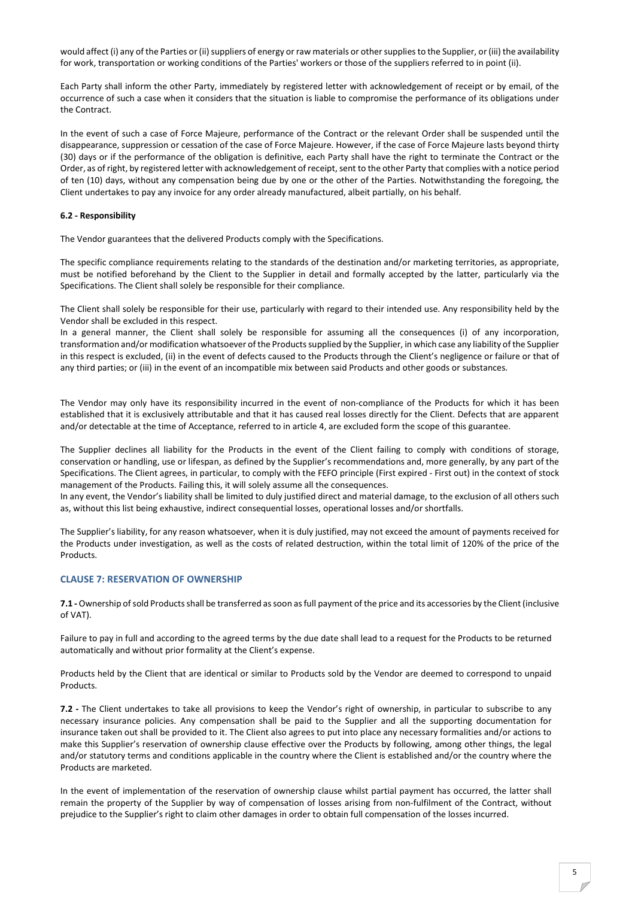would affect (i) any of the Parties or (ii) suppliers of energy or raw materials or other supplies to the Supplier, or (iii) the availability for work, transportation or working conditions of the Parties' workers or those of the suppliers referred to in point (ii).

Each Party shall inform the other Party, immediately by registered letter with acknowledgement of receipt or by email, of the occurrence of such a case when it considers that the situation is liable to compromise the performance of its obligations under the Contract.

In the event of such a case of Force Majeure, performance of the Contract or the relevant Order shall be suspended until the disappearance, suppression or cessation of the case of Force Majeure. However, if the case of Force Majeure lasts beyond thirty (30) days or if the performance of the obligation is definitive, each Party shall have the right to terminate the Contract or the Order, as of right, by registered letter with acknowledgement of receipt, sent to the other Party that complies with a notice period of ten (10) days, without any compensation being due by one or the other of the Parties. Notwithstanding the foregoing, the Client undertakes to pay any invoice for any order already manufactured, albeit partially, on his behalf.

**6.2 - Responsibility**

The Vendor guarantees that the delivered Products comply with the Specifications.

The specific compliance requirements relating to the standards of the destination and/or marketing territories, as appropriate, must be notified beforehand by the Client to the Supplier in detail and formally accepted by the latter, particularly via the Specifications. The Client shall solely be responsible for their compliance.

The Client shall solely be responsible for their use, particularly with regard to their intended use. Any responsibility held by the Vendor shall be excluded in this respect.

In a general manner, the Client shall solely be responsible for assuming all the consequences (i) of any incorporation, transformation and/or modification whatsoever of the Products supplied by the Supplier, in which case any liability of the Supplier in this respect is excluded, (ii) in the event of defects caused to the Products through the Client's negligence or failure or that of any third parties; or (iii) in the event of an incompatible mix between said Products and other goods or substances.

The Vendor may only have its responsibility incurred in the event of non-compliance of the Products for which it has been established that it is exclusively attributable and that it has caused real losses directly for the Client. Defects that are apparent and/or detectable at the time of Acceptance, referred to in article 4, are excluded form the scope of this guarantee.

The Supplier declines all liability for the Products in the event of the Client failing to comply with conditions of storage, conservation or handling, use or lifespan, as defined by the Supplier's recommendations and, more generally, by any part of the Specifications. The Client agrees, in particular, to comply with the FEFO principle (First expired - First out) in the context of stock management of the Products. Failing this, it will solely assume all the consequences.

In any event, the Vendor's liability shall be limited to duly justified direct and material damage, to the exclusion of all others such as, without this list being exhaustive, indirect consequential losses, operational losses and/or shortfalls.

The Supplier's liability, for any reason whatsoever, when it is duly justified, may not exceed the amount of payments received for the Products under investigation, as well as the costs of related destruction, within the total limit of 120% of the price of the Products.

## CLAUSE 7: RESERVATION OF OWNERSHIP

**7.1 -** Ownership of sold Products shall be transferred as soon as full payment of the price and its accessories by the Client (inclusive of VAT).

Failure to pay in full and according to the agreed terms by the due date shall lead to a request for the Products to be returned automatically and without prior formality at the Client's expense.

Products held by the Client that are identical or similar to Products sold by the Vendor are deemed to correspond to unpaid Products.

**7.2 -** The Client undertakes to take all provisions to keep the Vendor's right of ownership, in particular to subscribe to any necessary insurance policies. Any compensation shall be paid to the Supplier and all the supporting documentation for insurance taken out shall be provided to it. The Client also agrees to put into place any necessary formalities and/or actions to make this Supplier's reservation of ownership clause effective over the Products by following, among other things, the legal and/or statutory terms and conditions applicable in the country where the Client is established and/or the country where the Products are marketed.

In the event of implementation of the reservation of ownership clause whilst partial payment has occurred, the latter shall remain the property of the Supplier by way of compensation of losses arising from non-fulfilment of the Contract, without prejudice to the Supplier's right to claim other damages in order to obtain full compensation of the losses incurred.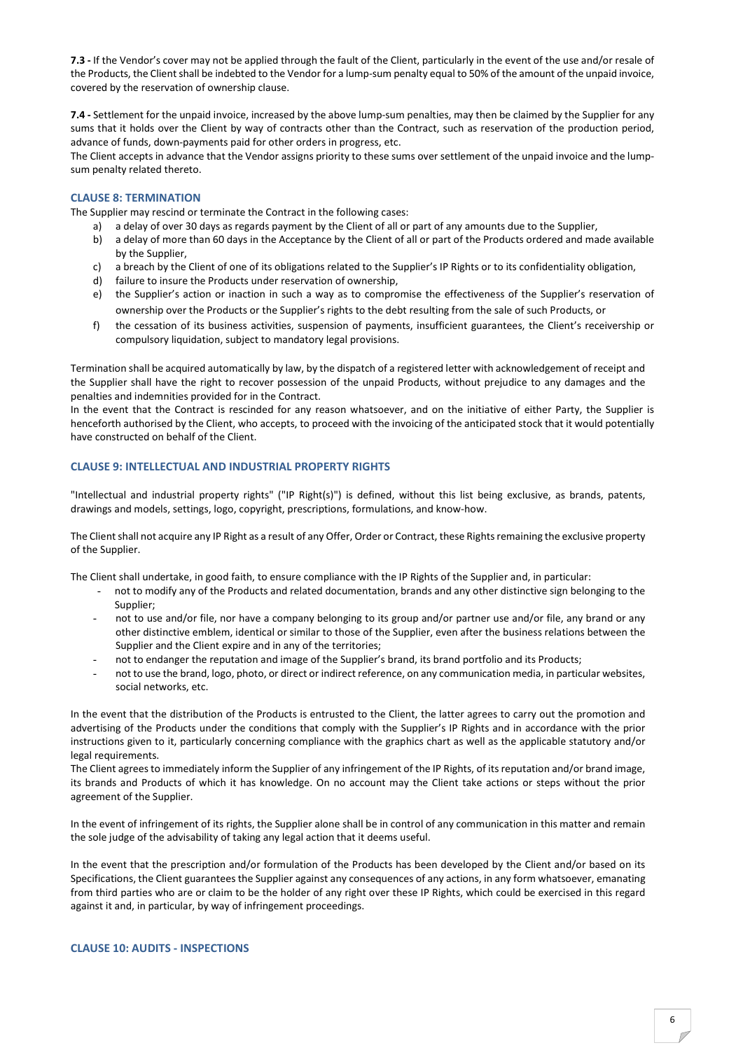**7.3 -** If the Vendor's cover may not be applied through the fault of the Client, particularly in the event of the use and/or resale of the Products, the Client shall be indebted to the Vendor for a lump-sum penalty equal to 50% of the amount of the unpaid invoice, covered by the reservation of ownership clause.

**7.4 -** Settlement for the unpaid invoice, increased by the above lump-sum penalties, may then be claimed by the Supplier for any sums that it holds over the Client by way of contracts other than the Contract, such as reservation of the production period, advance of funds, down-payments paid for other orders in progress, etc.
The Client accepts in advance that the Vendor assigns priority to these sums over settlement of the unpaid invoice and the lump-sum penalty related thereto.

## CLAUSE 8: TERMINATION

The Supplier may rescind or terminate the Contract in the following cases:

a) a delay of over 30 days as regards payment by the Client of all or part of any amounts due to the Supplier,
b) a delay of more than 60 days in the Acceptance by the Client of all or part of the Products ordered and made available by the Supplier,
c) a breach by the Client of one of its obligations related to the Supplier's IP Rights or to its confidentiality obligation,
d) failure to insure the Products under reservation of ownership,
e) the Supplier's action or inaction in such a way as to compromise the effectiveness of the Supplier's reservation of ownership over the Products or the Supplier's rights to the debt resulting from the sale of such Products, or
f) the cessation of its business activities, suspension of payments, insufficient guarantees, the Client's receivership or compulsory liquidation, subject to mandatory legal provisions.

Termination shall be acquired automatically by law, by the dispatch of a registered letter with acknowledgement of receipt and the Supplier shall have the right to recover possession of the unpaid Products, without prejudice to any damages and the penalties and indemnities provided for in the Contract.
In the event that the Contract is rescinded for any reason whatsoever, and on the initiative of either Party, the Supplier is henceforth authorised by the Client, who accepts, to proceed with the invoicing of the anticipated stock that it would potentially have constructed on behalf of the Client.

## CLAUSE 9: INTELLECTUAL AND INDUSTRIAL PROPERTY RIGHTS

"Intellectual and industrial property rights" ("IP Right(s)") is defined, without this list being exclusive, as brands, patents, drawings and models, settings, logo, copyright, prescriptions, formulations, and know-how.

The Client shall not acquire any IP Right as a result of any Offer, Order or Contract, these Rights remaining the exclusive property of the Supplier.

The Client shall undertake, in good faith, to ensure compliance with the IP Rights of the Supplier and, in particular:

- not to modify any of the Products and related documentation, brands and any other distinctive sign belonging to the Supplier;
- not to use and/or file, nor have a company belonging to its group and/or partner use and/or file, any brand or any other distinctive emblem, identical or similar to those of the Supplier, even after the business relations between the Supplier and the Client expire and in any of the territories;
- not to endanger the reputation and image of the Supplier's brand, its brand portfolio and its Products;
- not to use the brand, logo, photo, or direct or indirect reference, on any communication media, in particular websites, social networks, etc.

In the event that the distribution of the Products is entrusted to the Client, the latter agrees to carry out the promotion and advertising of the Products under the conditions that comply with the Supplier's IP Rights and in accordance with the prior instructions given to it, particularly concerning compliance with the graphics chart as well as the applicable statutory and/or legal requirements.
The Client agrees to immediately inform the Supplier of any infringement of the IP Rights, of its reputation and/or brand image, its brands and Products of which it has knowledge. On no account may the Client take actions or steps without the prior agreement of the Supplier.

In the event of infringement of its rights, the Supplier alone shall be in control of any communication in this matter and remain the sole judge of the advisability of taking any legal action that it deems useful.

In the event that the prescription and/or formulation of the Products has been developed by the Client and/or based on its Specifications, the Client guarantees the Supplier against any consequences of any actions, in any form whatsoever, emanating from third parties who are or claim to be the holder of any right over these IP Rights, which could be exercised in this regard against it and, in particular, by way of infringement proceedings.

## CLAUSE 10: AUDITS - INSPECTIONS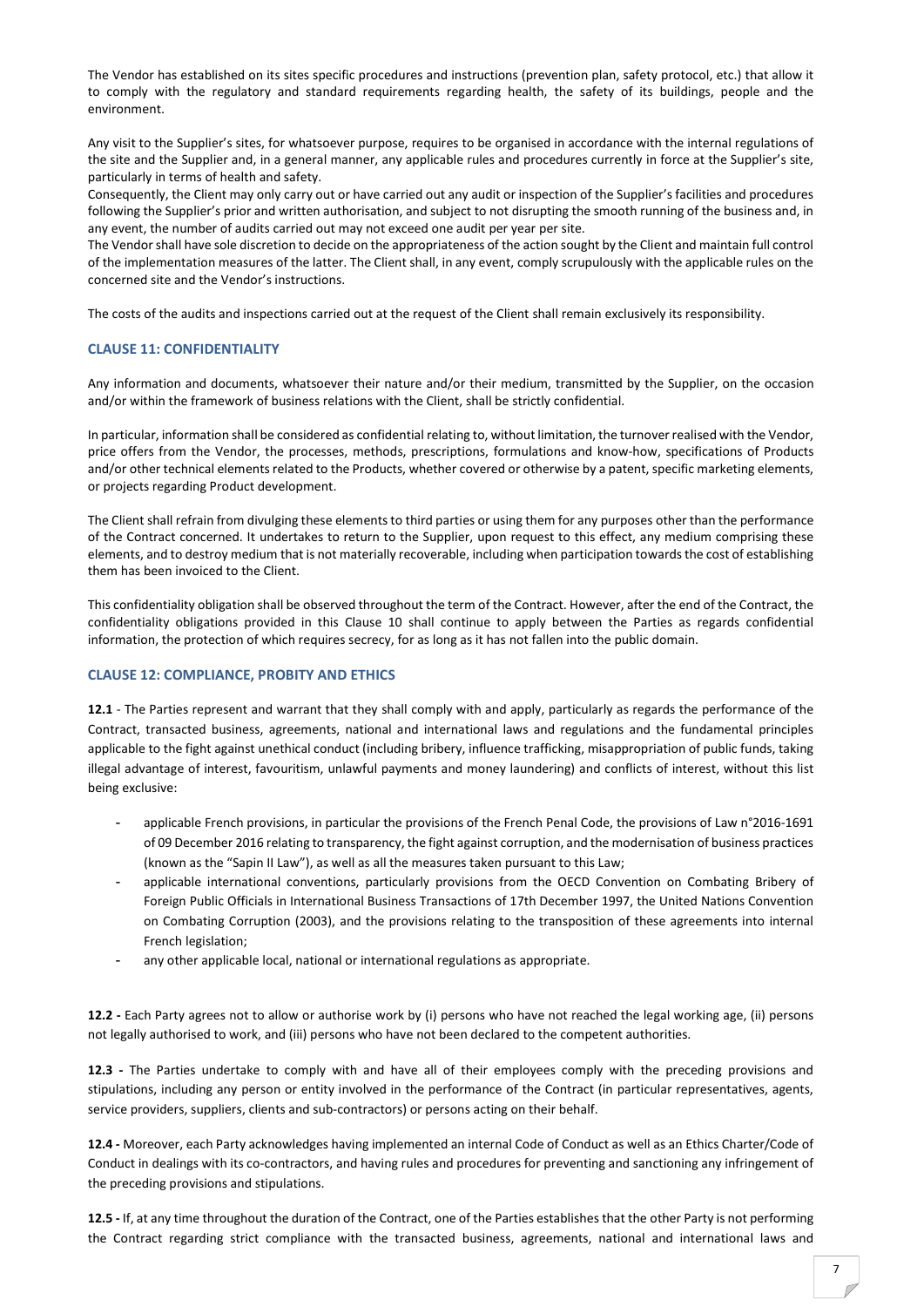The Vendor has established on its sites specific procedures and instructions (prevention plan, safety protocol, etc.) that allow it to comply with the regulatory and standard requirements regarding health, the safety of its buildings, people and the environment.

Any visit to the Supplier's sites, for whatsoever purpose, requires to be organised in accordance with the internal regulations of the site and the Supplier and, in a general manner, any applicable rules and procedures currently in force at the Supplier's site, particularly in terms of health and safety.
Consequently, the Client may only carry out or have carried out any audit or inspection of the Supplier's facilities and procedures following the Supplier's prior and written authorisation, and subject to not disrupting the smooth running of the business and, in any event, the number of audits carried out may not exceed one audit per year per site.
The Vendor shall have sole discretion to decide on the appropriateness of the action sought by the Client and maintain full control of the implementation measures of the latter. The Client shall, in any event, comply scrupulously with the applicable rules on the concerned site and the Vendor's instructions.

The costs of the audits and inspections carried out at the request of the Client shall remain exclusively its responsibility.

## CLAUSE 11: CONFIDENTIALITY

Any information and documents, whatsoever their nature and/or their medium, transmitted by the Supplier, on the occasion and/or within the framework of business relations with the Client, shall be strictly confidential.

In particular, information shall be considered as confidential relating to, without limitation, the turnover realised with the Vendor, price offers from the Vendor, the processes, methods, prescriptions, formulations and know-how, specifications of Products and/or other technical elements related to the Products, whether covered or otherwise by a patent, specific marketing elements, or projects regarding Product development.

The Client shall refrain from divulging these elements to third parties or using them for any purposes other than the performance of the Contract concerned. It undertakes to return to the Supplier, upon request to this effect, any medium comprising these elements, and to destroy medium that is not materially recoverable, including when participation towards the cost of establishing them has been invoiced to the Client.

This confidentiality obligation shall be observed throughout the term of the Contract. However, after the end of the Contract, the confidentiality obligations provided in this Clause 10 shall continue to apply between the Parties as regards confidential information, the protection of which requires secrecy, for as long as it has not fallen into the public domain.

## CLAUSE 12: COMPLIANCE, PROBITY AND ETHICS

**12.1** - The Parties represent and warrant that they shall comply with and apply, particularly as regards the performance of the Contract, transacted business, agreements, national and international laws and regulations and the fundamental principles applicable to the fight against unethical conduct (including bribery, influence trafficking, misappropriation of public funds, taking illegal advantage of interest, favouritism, unlawful payments and money laundering) and conflicts of interest, without this list being exclusive:

- applicable French provisions, in particular the provisions of the French Penal Code, the provisions of Law n°2016-1691 of 09 December 2016 relating to transparency, the fight against corruption, and the modernisation of business practices (known as the "Sapin II Law"), as well as all the measures taken pursuant to this Law;
- applicable international conventions, particularly provisions from the OECD Convention on Combating Bribery of Foreign Public Officials in International Business Transactions of 17th December 1997, the United Nations Convention on Combating Corruption (2003), and the provisions relating to the transposition of these agreements into internal French legislation;
- any other applicable local, national or international regulations as appropriate.

**12.2 -** Each Party agrees not to allow or authorise work by (i) persons who have not reached the legal working age, (ii) persons not legally authorised to work, and (iii) persons who have not been declared to the competent authorities.

**12.3 -** The Parties undertake to comply with and have all of their employees comply with the preceding provisions and stipulations, including any person or entity involved in the performance of the Contract (in particular representatives, agents, service providers, suppliers, clients and sub-contractors) or persons acting on their behalf.

**12.4 -** Moreover, each Party acknowledges having implemented an internal Code of Conduct as well as an Ethics Charter/Code of Conduct in dealings with its co-contractors, and having rules and procedures for preventing and sanctioning any infringement of the preceding provisions and stipulations.

**12.5 -** If, at any time throughout the duration of the Contract, one of the Parties establishes that the other Party is not performing the Contract regarding strict compliance with the transacted business, agreements, national and international laws and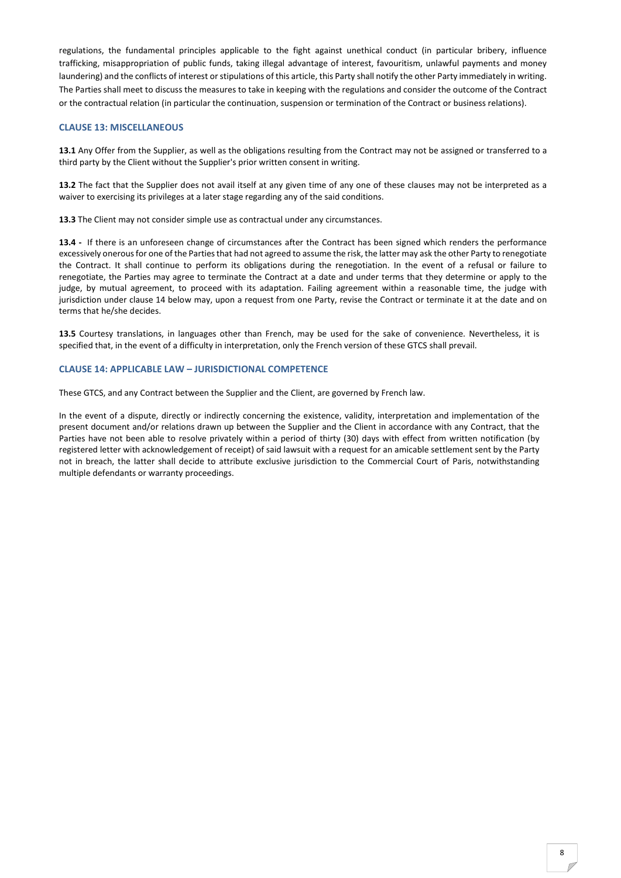regulations, the fundamental principles applicable to the fight against unethical conduct (in particular bribery, influence trafficking, misappropriation of public funds, taking illegal advantage of interest, favouritism, unlawful payments and money laundering) and the conflicts of interest or stipulations of this article, this Party shall notify the other Party immediately in writing. The Parties shall meet to discuss the measures to take in keeping with the regulations and consider the outcome of the Contract or the contractual relation (in particular the continuation, suspension or termination of the Contract or business relations).

### CLAUSE 13: MISCELLANEOUS

**13.1** Any Offer from the Supplier, as well as the obligations resulting from the Contract may not be assigned or transferred to a third party by the Client without the Supplier's prior written consent in writing.

**13.2** The fact that the Supplier does not avail itself at any given time of any one of these clauses may not be interpreted as a waiver to exercising its privileges at a later stage regarding any of the said conditions.

**13.3** The Client may not consider simple use as contractual under any circumstances.

**13.4 -** If there is an unforeseen change of circumstances after the Contract has been signed which renders the performance excessively onerous for one of the Parties that had not agreed to assume the risk, the latter may ask the other Party to renegotiate the Contract. It shall continue to perform its obligations during the renegotiation. In the event of a refusal or failure to renegotiate, the Parties may agree to terminate the Contract at a date and under terms that they determine or apply to the judge, by mutual agreement, to proceed with its adaptation. Failing agreement within a reasonable time, the judge with jurisdiction under clause 14 below may, upon a request from one Party, revise the Contract or terminate it at the date and on terms that he/she decides.

**13.5** Courtesy translations, in languages other than French, may be used for the sake of convenience. Nevertheless, it is specified that, in the event of a difficulty in interpretation, only the French version of these GTCS shall prevail.

### CLAUSE 14: APPLICABLE LAW – JURISDICTIONAL COMPETENCE

These GTCS, and any Contract between the Supplier and the Client, are governed by French law.

In the event of a dispute, directly or indirectly concerning the existence, validity, interpretation and implementation of the present document and/or relations drawn up between the Supplier and the Client in accordance with any Contract, that the Parties have not been able to resolve privately within a period of thirty (30) days with effect from written notification (by registered letter with acknowledgement of receipt) of said lawsuit with a request for an amicable settlement sent by the Party not in breach, the latter shall decide to attribute exclusive jurisdiction to the Commercial Court of Paris, notwithstanding multiple defendants or warranty proceedings.